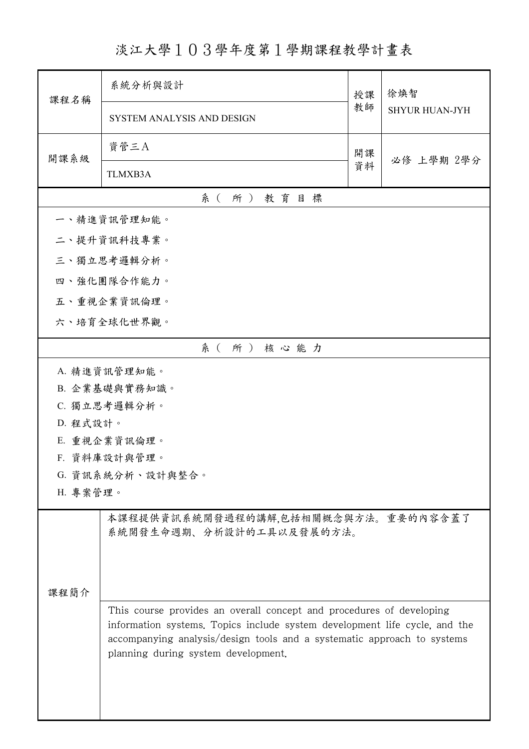# 淡江大學１０３學年度第１學期課程教學計畫表

| | | | |
|---|---|---|---|
| 課程名稱 | 系統分析與設計<br>SYSTEM ANALYSIS AND DESIGN | 授課教師 | 徐煥智<br>SHYUR HUAN-JYH |
| 開課系級 | 資管三A<br>TLMXB3A | 開課資料 | 必修 上學期 2學分 |

## 系（所）教育目標

一、精進資訊管理知能。

二、提升資訊科技專業。

三、獨立思考邏輯分析。

四、強化團隊合作能力。

五、重視企業資訊倫理。

六、培育全球化世界觀。

## 系（所）核心能力

A. 精進資訊管理知能。

B. 企業基礎與實務知識。

C. 獨立思考邏輯分析。

D. 程式設計。

E. 重視企業資訊倫理。

F. 資料庫設計與管理。

G. 資訊系統分析、設計與整合。

H. 專案管理。

## 課程簡介

本課程提供資訊系統開發過程的講解,包括相關概念與方法。 重要的內容含蓋了系統開發生命週期、分析設計的工具以及發展的方法。

This course provides an overall concept and procedures of developing information systems. Topics include system development life cycle, and the accompanying analysis/design tools and a systematic approach to systems planning during system development.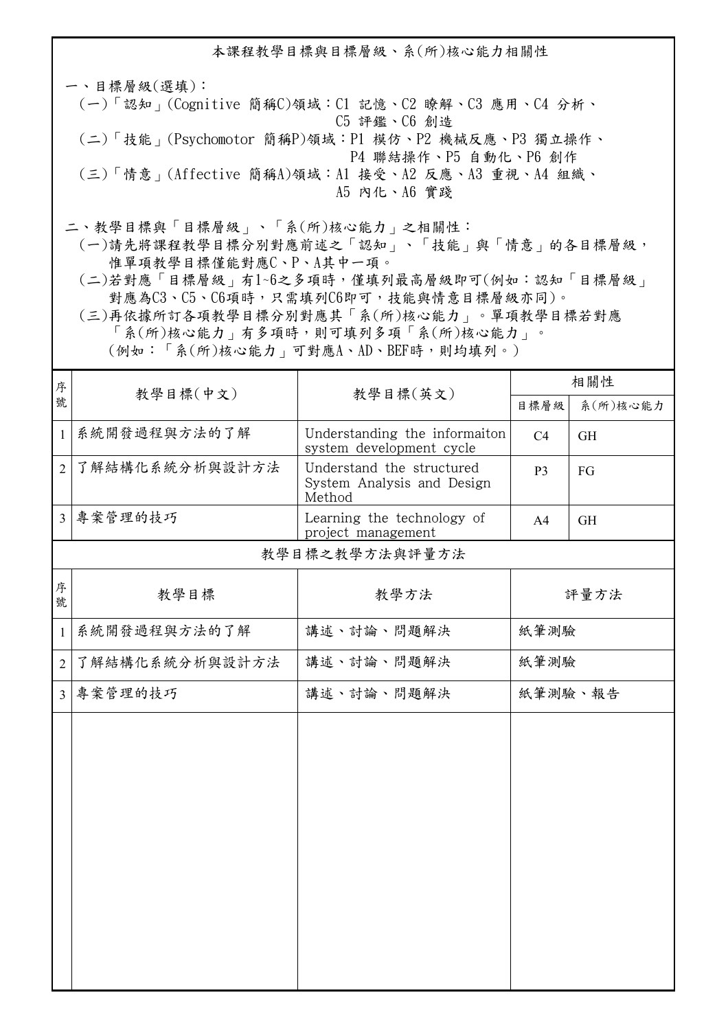## 本課程教學目標與目標層級、系(所)核心能力相關性

一、目標層級(選填)：

(一)「認知」(Cognitive 簡稱C)領域：C1 記憶、C2 瞭解、C3 應用、C4 分析、C5 評鑑、C6 創造

(二)「技能」(Psychomotor 簡稱P)領域：P1 模仿、P2 機械反應、P3 獨立操作、P4 聯結操作、P5 自動化、P6 創作

(三)「情意」(Affective 簡稱A)領域：A1 接受、A2 反應、A3 重視、A4 組織、A5 內化、A6 實踐

二、教學目標與「目標層級」、「系(所)核心能力」之相關性：

(一)請先將課程教學目標分別對應前述之「認知」、「技能」與「情意」的各目標層級，惟單項教學目標僅能對應C、P、A其中一項。

(二)若對應「目標層級」有1~6之多項時，僅填列最高層級即可(例如：認知「目標層級」對應為C3、C5、C6項時，只需填列C6即可，技能與情意目標層級亦同)。

(三)再依據所訂各項教學目標分別對應其「系(所)核心能力」。單項教學目標若對應「系(所)核心能力」有多項時，則可填列多項「系(所)核心能力」。(例如：「系(所)核心能力」可對應A、AD、BEF時，則均填列。)

| 序號 | 教學目標(中文) | 教學目標(英文) | 相關性 | |
|---|---|---|---|---|
| | | | 目標層級 | 系(所)核心能力 |
| 1 | 系統開發過程與方法的了解 | Understanding the informaiton system development cycle | C4 | GH |
| 2 | 了解結構化系統分析與設計方法 | Understand the structured System Analysis and Design Method | P3 | FG |
| 3 | 專案管理的技巧 | Learning the technology of project management | A4 | GH |

### 教學目標之教學方法與評量方法

| 序號 | 教學目標 | 教學方法 | 評量方法 |
|---|---|---|---|
| 1 | 系統開發過程與方法的了解 | 講述、討論、問題解決 | 紙筆測驗 |
| 2 | 了解結構化系統分析與設計方法 | 講述、討論、問題解決 | 紙筆測驗 |
| 3 | 專案管理的技巧 | 講述、討論、問題解決 | 紙筆測驗、報告 |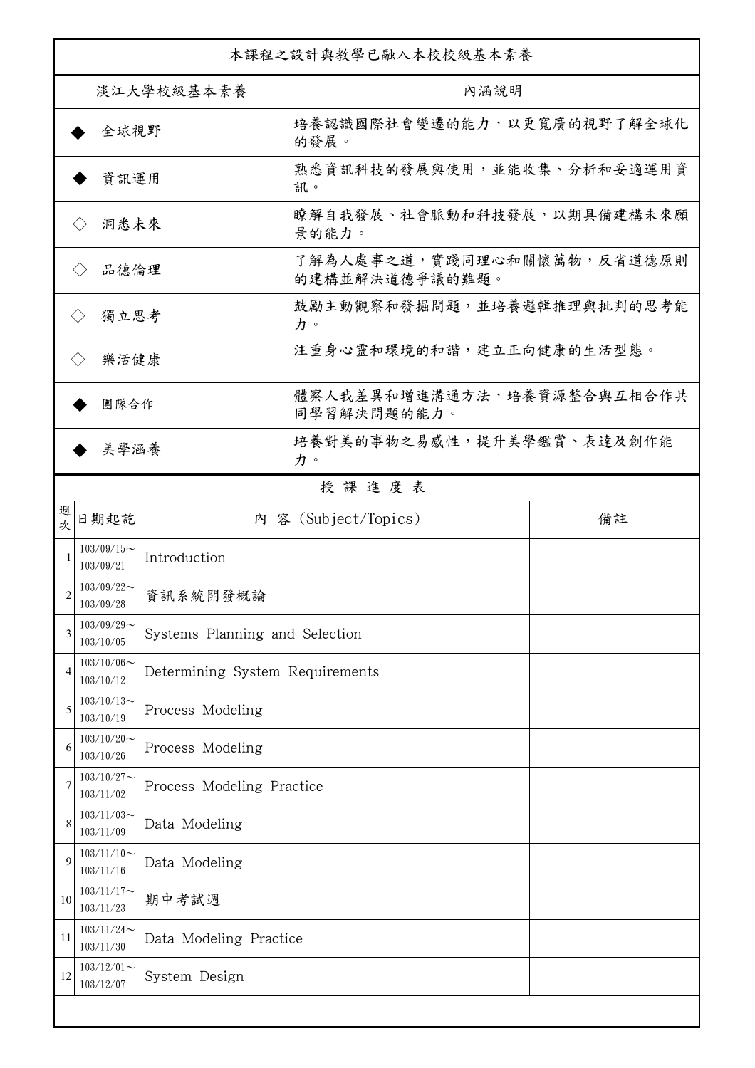本課程之設計與教學已融入本校校級基本素養

| 淡江大學校級基本素養 | 內涵說明 |
| --- | --- |
| ◆ 全球視野 | 培養認識國際社會變遷的能力，以更寬廣的視野了解全球化的發展。 |
| ◆ 資訊運用 | 熟悉資訊科技的發展與使用，並能收集、分析和妥適運用資訊。 |
| ◇ 洞悉未來 | 瞭解自我發展、社會脈動和科技發展，以期具備建構未來願景的能力。 |
| ◇ 品德倫理 | 了解為人處事之道，實踐同理心和關懷萬物，反省道德原則的建構並解決道德爭議的難題。 |
| ◇ 獨立思考 | 鼓勵主動觀察和發掘問題，並培養邏輯推理與批判的思考能力。 |
| ◇ 樂活健康 | 注重身心靈和環境的和諧，建立正向健康的生活型態。 |
| ◆ 團隊合作 | 體察人我差異和增進溝通方法，培養資源整合與互相合作共同學習解決問題的能力。 |
| ◆ 美學涵養 | 培養對美的事物之易感性，提升美學鑑賞、表達及創作能力。 |

授 課 進 度 表

| 週次 | 日期起訖 | 內 容 (Subject/Topics) | 備註 |
| --- | --- | --- | --- |
| 1 | 103/09/15～103/09/21 | Introduction | |
| 2 | 103/09/22～103/09/28 | 資訊系統開發概論 | |
| 3 | 103/09/29～103/10/05 | Systems Planning and Selection | |
| 4 | 103/10/06～103/10/12 | Determining System Requirements | |
| 5 | 103/10/13～103/10/19 | Process Modeling | |
| 6 | 103/10/20～103/10/26 | Process Modeling | |
| 7 | 103/10/27～103/11/02 | Process Modeling Practice | |
| 8 | 103/11/03～103/11/09 | Data Modeling | |
| 9 | 103/11/10～103/11/16 | Data Modeling | |
| 10 | 103/11/17～103/11/23 | 期中考試週 | |
| 11 | 103/11/24～103/11/30 | Data Modeling Practice | |
| 12 | 103/12/01～103/12/07 | System Design | |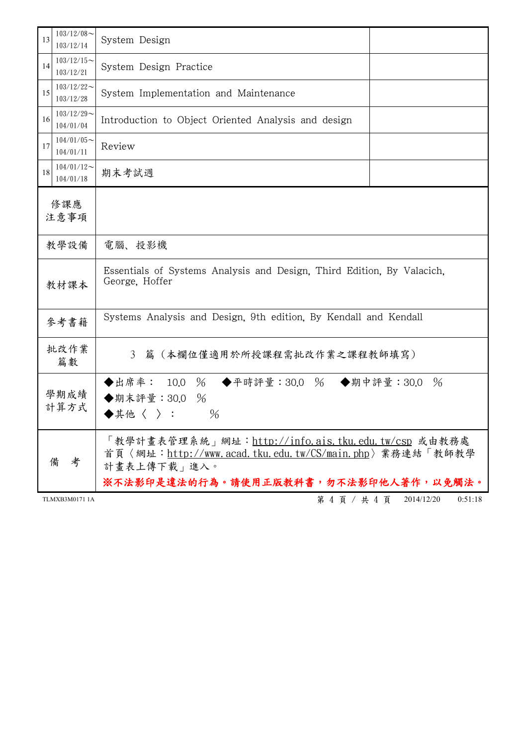| | | | |
|---|---|---|---|
| 13 | 103/12/08～<br>103/12/14 | System Design | |
| 14 | 103/12/15～<br>103/12/21 | System Design Practice | |
| 15 | 103/12/22～<br>103/12/28 | System Implementation and Maintenance | |
| 16 | 103/12/29～<br>104/01/04 | Introduction to Object Oriented Analysis and design | |
| 17 | 104/01/05～<br>104/01/11 | Review | |
| 18 | 104/01/12～<br>104/01/18 | 期末考試週 | |

| | |
|---|---|
| 修課應注意事項 | |
| 教學設備 | 電腦、投影機 |
| 教材課本 | Essentials of Systems Analysis and Design, Third Edition, By Valacich, George, Hoffer |
| 參考書籍 | Systems Analysis and Design, 9th edition, By Kendall and Kendall |
| 批改作業篇數 | 3 篇（本欄位僅適用於所授課程需批改作業之課程教師填寫） |
| 學期成績計算方式 | ◆出席率： 10.0 ％ ◆平時評量：30.0 ％ ◆期中評量：30.0 ％<br>◆期末評量：30.0 ％<br>◆其他〈 〉： ％ |
| 備 考 | 「教學計畫表管理系統」網址：http://info.ais.tku.edu.tw/csp 或由教務處首頁〈網址：http://www.acad.tku.edu.tw/CS/main.php〉業務連結「教師教學計畫表上傳下載」進入。<br>**※不法影印是違法的行為。請使用正版教科書，勿不法影印他人著作，以免觸法。** |

TLMXB3M0171 1A

2014/12/20 0:51:18